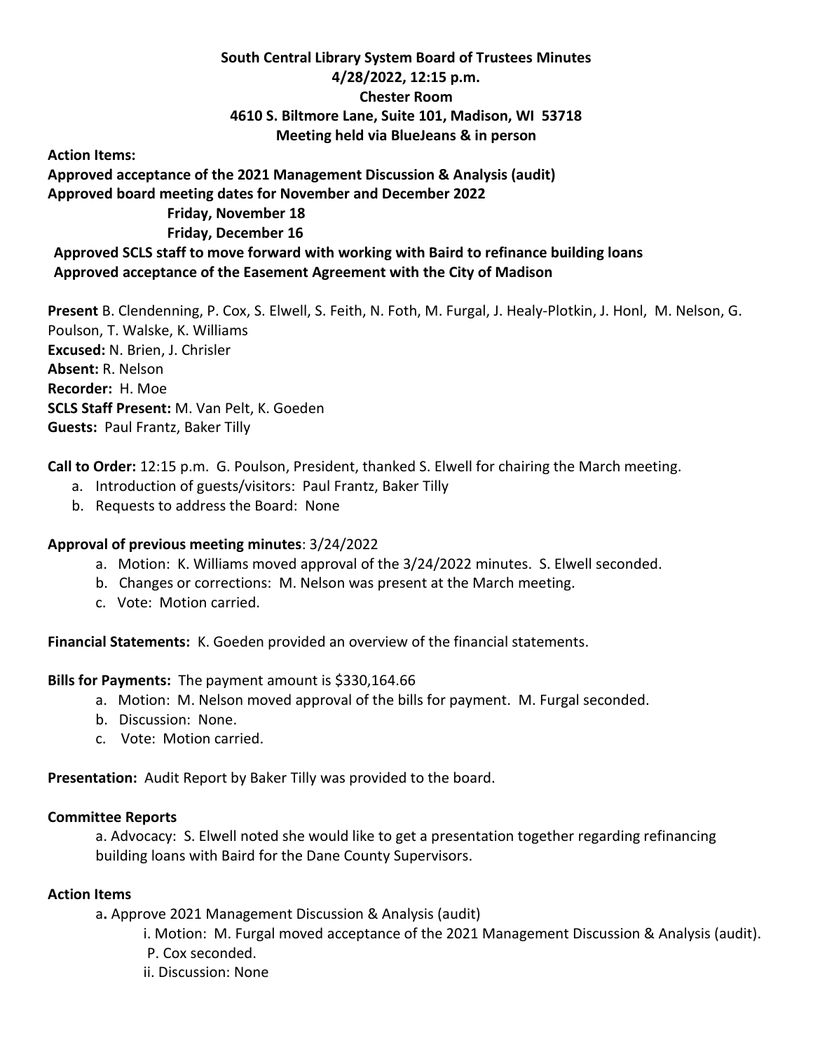**South Central Library System Board of Trustees Minutes**
**4/28/2022, 12:15 p.m.**
**Chester Room**
**4610 S. Biltmore Lane, Suite 101, Madison, WI 53718**
**Meeting held via BlueJeans & in person**

**Action Items:**
**Approved acceptance of the 2021 Management Discussion & Analysis (audit)**
**Approved board meeting dates for November and December 2022**
**Friday, November 18**
**Friday, December 16**
**Approved SCLS staff to move forward with working with Baird to refinance building loans**
**Approved acceptance of the Easement Agreement with the City of Madison**

**Present** B. Clendenning, P. Cox, S. Elwell, S. Feith, N. Foth, M. Furgal, J. Healy-Plotkin, J. Honl, M. Nelson, G. Poulson, T. Walske, K. Williams
**Excused:** N. Brien, J. Chrisler
**Absent:** R. Nelson
**Recorder:** H. Moe
**SCLS Staff Present:** M. Van Pelt, K. Goeden
**Guests:** Paul Frantz, Baker Tilly

**Call to Order:** 12:15 p.m. G. Poulson, President, thanked S. Elwell for chairing the March meeting.

a. Introduction of guests/visitors: Paul Frantz, Baker Tilly
b. Requests to address the Board: None

**Approval of previous meeting minutes**: 3/24/2022

a. Motion: K. Williams moved approval of the 3/24/2022 minutes. S. Elwell seconded.
b. Changes or corrections: M. Nelson was present at the March meeting.
c. Vote: Motion carried.

**Financial Statements:** K. Goeden provided an overview of the financial statements.

**Bills for Payments:** The payment amount is $330,164.66

a. Motion: M. Nelson moved approval of the bills for payment. M. Furgal seconded.
b. Discussion: None.
c. Vote: Motion carried.

**Presentation:** Audit Report by Baker Tilly was provided to the board.

**Committee Reports**

a. Advocacy: S. Elwell noted she would like to get a presentation together regarding refinancing building loans with Baird for the Dane County Supervisors.

**Action Items**

a**.** Approve 2021 Management Discussion & Analysis (audit)

i. Motion: M. Furgal moved acceptance of the 2021 Management Discussion & Analysis (audit). P. Cox seconded.
ii. Discussion: None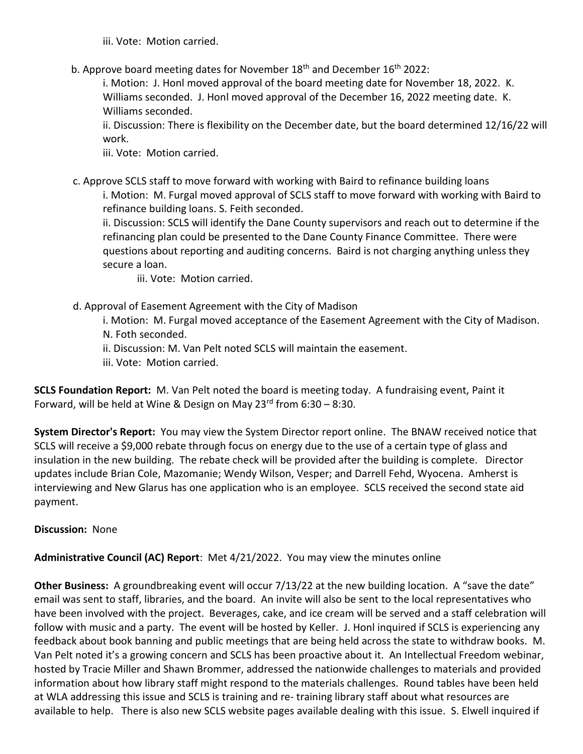iii. Vote: Motion carried.

b. Approve board meeting dates for November 18th and December 16th 2022:

i. Motion: J. Honl moved approval of the board meeting date for November 18, 2022. K. Williams seconded. J. Honl moved approval of the December 16, 2022 meeting date. K. Williams seconded.

ii. Discussion: There is flexibility on the December date, but the board determined 12/16/22 will work.

iii. Vote: Motion carried.

c. Approve SCLS staff to move forward with working with Baird to refinance building loans

i. Motion: M. Furgal moved approval of SCLS staff to move forward with working with Baird to refinance building loans. S. Feith seconded.

ii. Discussion: SCLS will identify the Dane County supervisors and reach out to determine if the refinancing plan could be presented to the Dane County Finance Committee. There were questions about reporting and auditing concerns. Baird is not charging anything unless they secure a loan.

iii. Vote: Motion carried.

d. Approval of Easement Agreement with the City of Madison

i. Motion: M. Furgal moved acceptance of the Easement Agreement with the City of Madison. N. Foth seconded.

ii. Discussion: M. Van Pelt noted SCLS will maintain the easement.

iii. Vote: Motion carried.

**SCLS Foundation Report:** M. Van Pelt noted the board is meeting today. A fundraising event, Paint it Forward, will be held at Wine & Design on May 23rd from 6:30 – 8:30.

**System Director's Report:** You may view the System Director report online. The BNAW received notice that SCLS will receive a $9,000 rebate through focus on energy due to the use of a certain type of glass and insulation in the new building. The rebate check will be provided after the building is complete. Director updates include Brian Cole, Mazomanie; Wendy Wilson, Vesper; and Darrell Fehd, Wyocena. Amherst is interviewing and New Glarus has one application who is an employee. SCLS received the second state aid payment.

**Discussion:** None

**Administrative Council (AC) Report**: Met 4/21/2022. You may view the minutes online

**Other Business:** A groundbreaking event will occur 7/13/22 at the new building location. A "save the date" email was sent to staff, libraries, and the board. An invite will also be sent to the local representatives who have been involved with the project. Beverages, cake, and ice cream will be served and a staff celebration will follow with music and a party. The event will be hosted by Keller. J. Honl inquired if SCLS is experiencing any feedback about book banning and public meetings that are being held across the state to withdraw books. M. Van Pelt noted it's a growing concern and SCLS has been proactive about it. An Intellectual Freedom webinar, hosted by Tracie Miller and Shawn Brommer, addressed the nationwide challenges to materials and provided information about how library staff might respond to the materials challenges. Round tables have been held at WLA addressing this issue and SCLS is training and re- training library staff about what resources are available to help. There is also new SCLS website pages available dealing with this issue. S. Elwell inquired if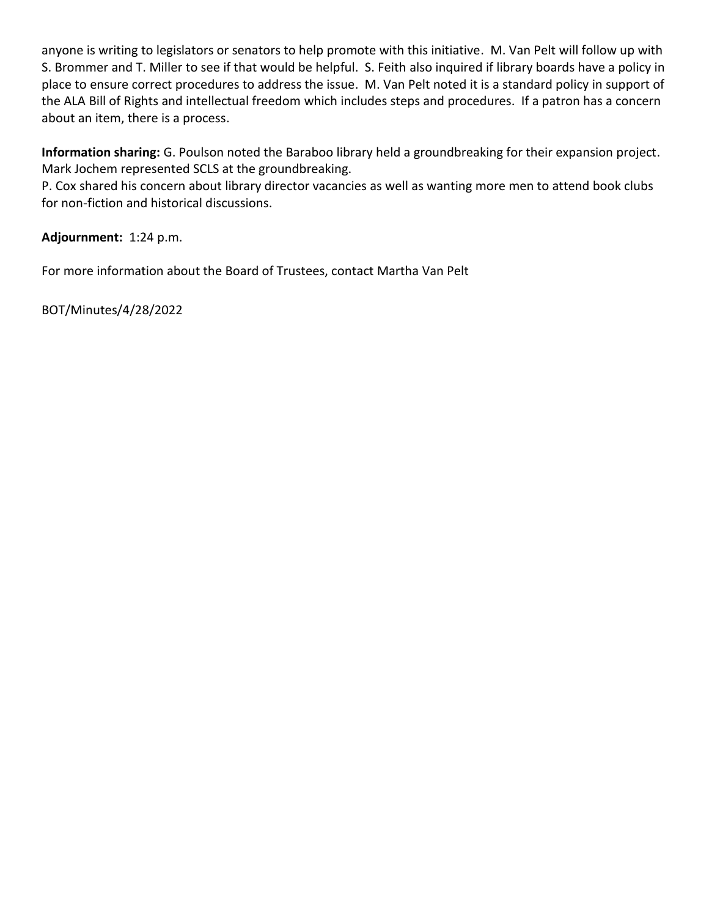anyone is writing to legislators or senators to help promote with this initiative. M. Van Pelt will follow up with S. Brommer and T. Miller to see if that would be helpful. S. Feith also inquired if library boards have a policy in place to ensure correct procedures to address the issue. M. Van Pelt noted it is a standard policy in support of the ALA Bill of Rights and intellectual freedom which includes steps and procedures. If a patron has a concern about an item, there is a process.

**Information sharing:** G. Poulson noted the Baraboo library held a groundbreaking for their expansion project. Mark Jochem represented SCLS at the groundbreaking.
P. Cox shared his concern about library director vacancies as well as wanting more men to attend book clubs for non-fiction and historical discussions.

**Adjournment:** 1:24 p.m.

For more information about the Board of Trustees, contact Martha Van Pelt

BOT/Minutes/4/28/2022